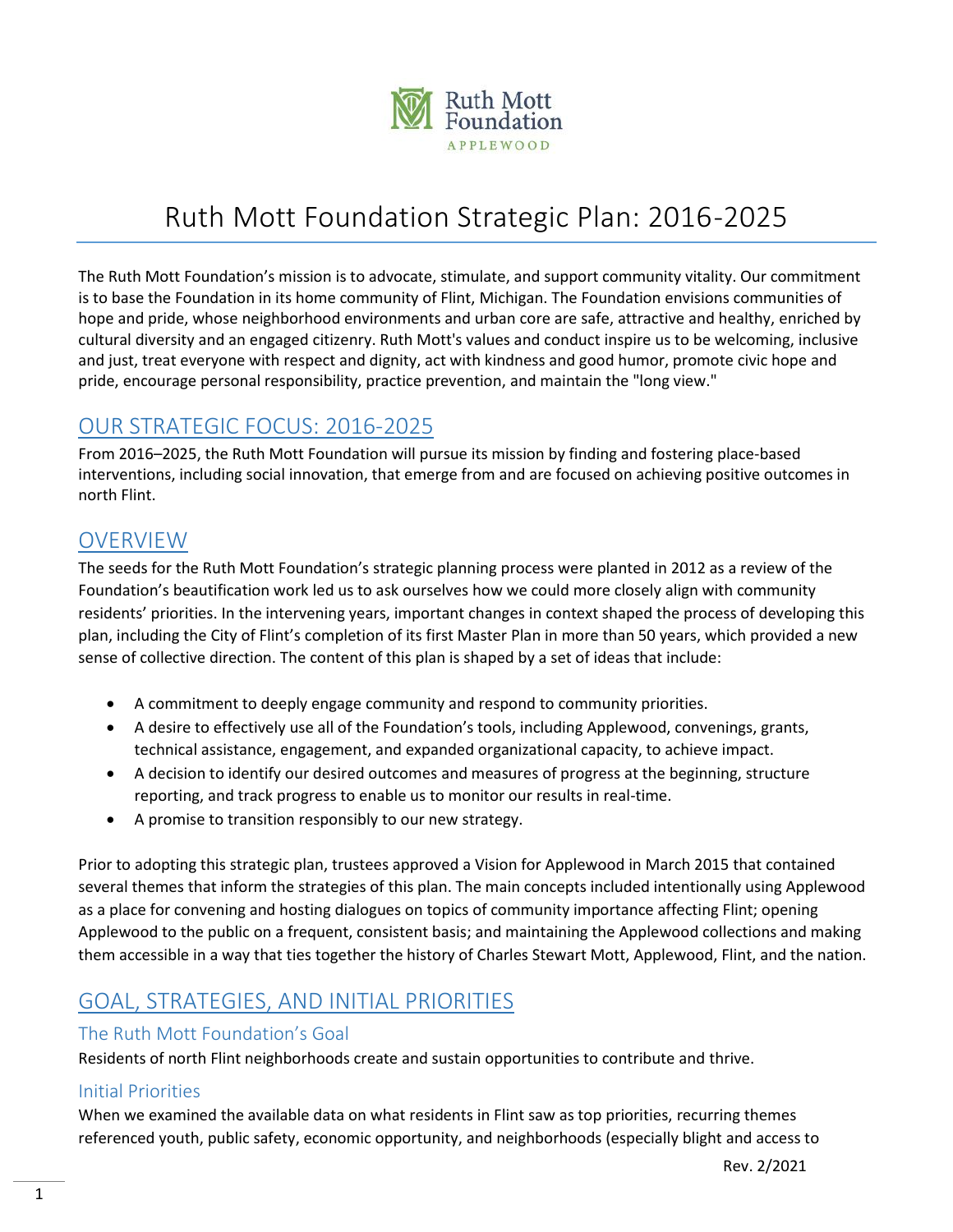Ruth Mott Foundation

APPLEWOOD

# Ruth Mott Foundation Strategic Plan: 2016-2025

The Ruth Mott Foundation's mission is to advocate, stimulate, and support community vitality. Our commitment is to base the Foundation in its home community of Flint, Michigan. The Foundation envisions communities of hope and pride, whose neighborhood environments and urban core are safe, attractive and healthy, enriched by cultural diversity and an engaged citizenry. Ruth Mott's values and conduct inspire us to be welcoming, inclusive and just, treat everyone with respect and dignity, act with kindness and good humor, promote civic hope and pride, encourage personal responsibility, practice prevention, and maintain the "long view."

## OUR STRATEGIC FOCUS: 2016-2025

From 2016–2025, the Ruth Mott Foundation will pursue its mission by finding and fostering place-based interventions, including social innovation, that emerge from and are focused on achieving positive outcomes in north Flint.

## OVERVIEW

The seeds for the Ruth Mott Foundation's strategic planning process were planted in 2012 as a review of the Foundation's beautification work led us to ask ourselves how we could more closely align with community residents' priorities. In the intervening years, important changes in context shaped the process of developing this plan, including the City of Flint's completion of its first Master Plan in more than 50 years, which provided a new sense of collective direction. The content of this plan is shaped by a set of ideas that include:

- A commitment to deeply engage community and respond to community priorities.
- A desire to effectively use all of the Foundation's tools, including Applewood, convenings, grants, technical assistance, engagement, and expanded organizational capacity, to achieve impact.
- A decision to identify our desired outcomes and measures of progress at the beginning, structure reporting, and track progress to enable us to monitor our results in real-time.
- A promise to transition responsibly to our new strategy.

Prior to adopting this strategic plan, trustees approved a Vision for Applewood in March 2015 that contained several themes that inform the strategies of this plan. The main concepts included intentionally using Applewood as a place for convening and hosting dialogues on topics of community importance affecting Flint; opening Applewood to the public on a frequent, consistent basis; and maintaining the Applewood collections and making them accessible in a way that ties together the history of Charles Stewart Mott, Applewood, Flint, and the nation.

## GOAL, STRATEGIES, AND INITIAL PRIORITIES

### The Ruth Mott Foundation's Goal

Residents of north Flint neighborhoods create and sustain opportunities to contribute and thrive.

### Initial Priorities

When we examined the available data on what residents in Flint saw as top priorities, recurring themes referenced youth, public safety, economic opportunity, and neighborhoods (especially blight and access to

Rev. 2/2021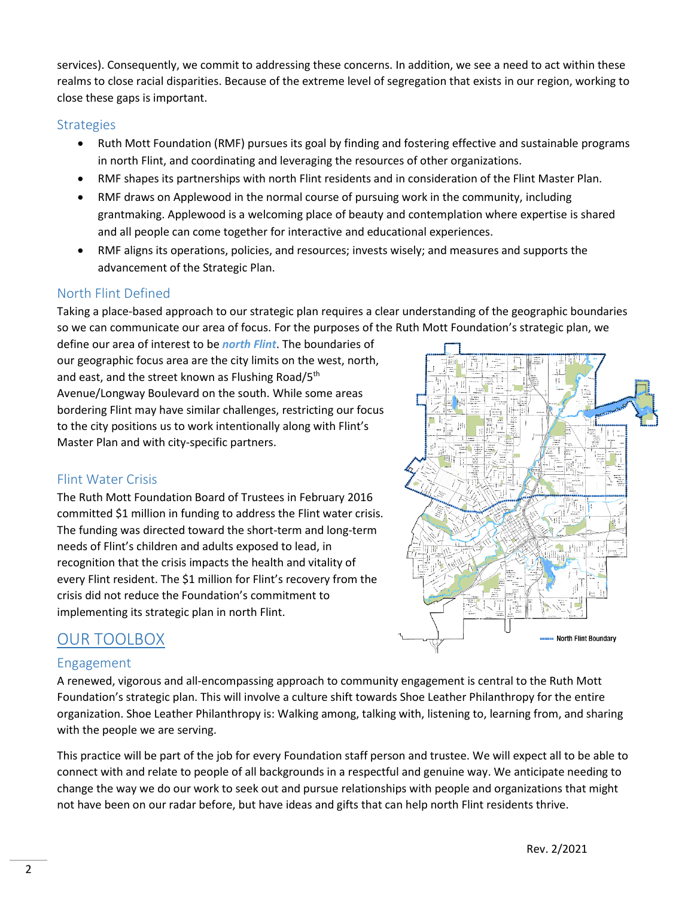services). Consequently, we commit to addressing these concerns. In addition, we see a need to act within these realms to close racial disparities. Because of the extreme level of segregation that exists in our region, working to close these gaps is important.

### Strategies

- Ruth Mott Foundation (RMF) pursues its goal by finding and fostering effective and sustainable programs in north Flint, and coordinating and leveraging the resources of other organizations.
- RMF shapes its partnerships with north Flint residents and in consideration of the Flint Master Plan.
- RMF draws on Applewood in the normal course of pursuing work in the community, including grantmaking. Applewood is a welcoming place of beauty and contemplation where expertise is shared and all people can come together for interactive and educational experiences.
- RMF aligns its operations, policies, and resources; invests wisely; and measures and supports the advancement of the Strategic Plan.

### North Flint Defined

Taking a place-based approach to our strategic plan requires a clear understanding of the geographic boundaries so we can communicate our area of focus. For the purposes of the Ruth Mott Foundation's strategic plan, we define our area of interest to be ***north Flint***. The boundaries of our geographic focus area are the city limits on the west, north, and east, and the street known as Flushing Road/5th Avenue/Longway Boulevard on the south. While some areas bordering Flint may have similar challenges, restricting our focus to the city positions us to work intentionally along with Flint's Master Plan and with city-specific partners.

North Flint Boundary

### Flint Water Crisis

The Ruth Mott Foundation Board of Trustees in February 2016 committed $1 million in funding to address the Flint water crisis. The funding was directed toward the short-term and long-term needs of Flint's children and adults exposed to lead, in recognition that the crisis impacts the health and vitality of every Flint resident. The $1 million for Flint's recovery from the crisis did not reduce the Foundation's commitment to implementing its strategic plan in north Flint.

## OUR TOOLBOX

### Engagement

A renewed, vigorous and all-encompassing approach to community engagement is central to the Ruth Mott Foundation's strategic plan. This will involve a culture shift towards Shoe Leather Philanthropy for the entire organization. Shoe Leather Philanthropy is: Walking among, talking with, listening to, learning from, and sharing with the people we are serving.

This practice will be part of the job for every Foundation staff person and trustee. We will expect all to be able to connect with and relate to people of all backgrounds in a respectful and genuine way. We anticipate needing to change the way we do our work to seek out and pursue relationships with people and organizations that might not have been on our radar before, but have ideas and gifts that can help north Flint residents thrive.

Rev. 2/2021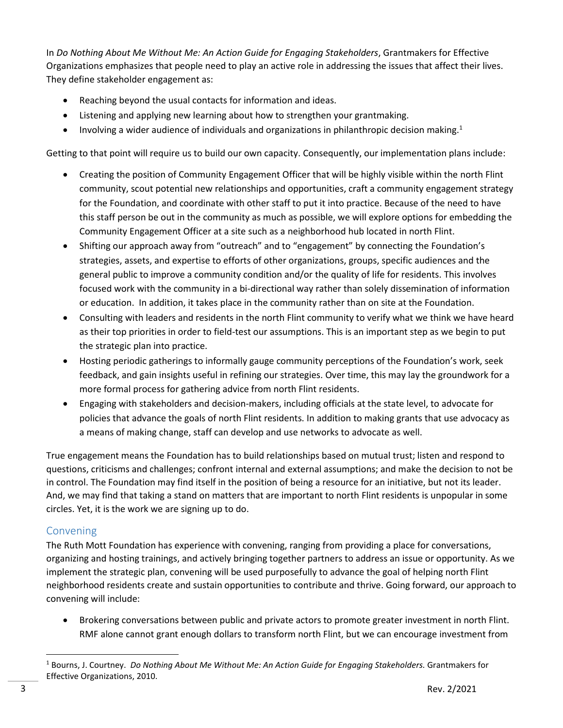In *Do Nothing About Me Without Me: An Action Guide for Engaging Stakeholders*, Grantmakers for Effective Organizations emphasizes that people need to play an active role in addressing the issues that affect their lives. They define stakeholder engagement as:

- Reaching beyond the usual contacts for information and ideas.
- Listening and applying new learning about how to strengthen your grantmaking.
- Involving a wider audience of individuals and organizations in philanthropic decision making.[1]

Getting to that point will require us to build our own capacity. Consequently, our implementation plans include:

- Creating the position of Community Engagement Officer that will be highly visible within the north Flint community, scout potential new relationships and opportunities, craft a community engagement strategy for the Foundation, and coordinate with other staff to put it into practice. Because of the need to have this staff person be out in the community as much as possible, we will explore options for embedding the Community Engagement Officer at a site such as a neighborhood hub located in north Flint.
- Shifting our approach away from "outreach" and to "engagement" by connecting the Foundation's strategies, assets, and expertise to efforts of other organizations, groups, specific audiences and the general public to improve a community condition and/or the quality of life for residents. This involves focused work with the community in a bi-directional way rather than solely dissemination of information or education. In addition, it takes place in the community rather than on site at the Foundation.
- Consulting with leaders and residents in the north Flint community to verify what we think we have heard as their top priorities in order to field-test our assumptions. This is an important step as we begin to put the strategic plan into practice.
- Hosting periodic gatherings to informally gauge community perceptions of the Foundation's work, seek feedback, and gain insights useful in refining our strategies. Over time, this may lay the groundwork for a more formal process for gathering advice from north Flint residents.
- Engaging with stakeholders and decision-makers, including officials at the state level, to advocate for policies that advance the goals of north Flint residents. In addition to making grants that use advocacy as a means of making change, staff can develop and use networks to advocate as well.

True engagement means the Foundation has to build relationships based on mutual trust; listen and respond to questions, criticisms and challenges; confront internal and external assumptions; and make the decision to not be in control. The Foundation may find itself in the position of being a resource for an initiative, but not its leader. And, we may find that taking a stand on matters that are important to north Flint residents is unpopular in some circles. Yet, it is the work we are signing up to do.

## Convening

The Ruth Mott Foundation has experience with convening, ranging from providing a place for conversations, organizing and hosting trainings, and actively bringing together partners to address an issue or opportunity. As we implement the strategic plan, convening will be used purposefully to advance the goal of helping north Flint neighborhood residents create and sustain opportunities to contribute and thrive. Going forward, our approach to convening will include:

- Brokering conversations between public and private actors to promote greater investment in north Flint. RMF alone cannot grant enough dollars to transform north Flint, but we can encourage investment from

[1] Bourns, J. Courtney. *Do Nothing About Me Without Me: An Action Guide for Engaging Stakeholders.* Grantmakers for Effective Organizations, 2010.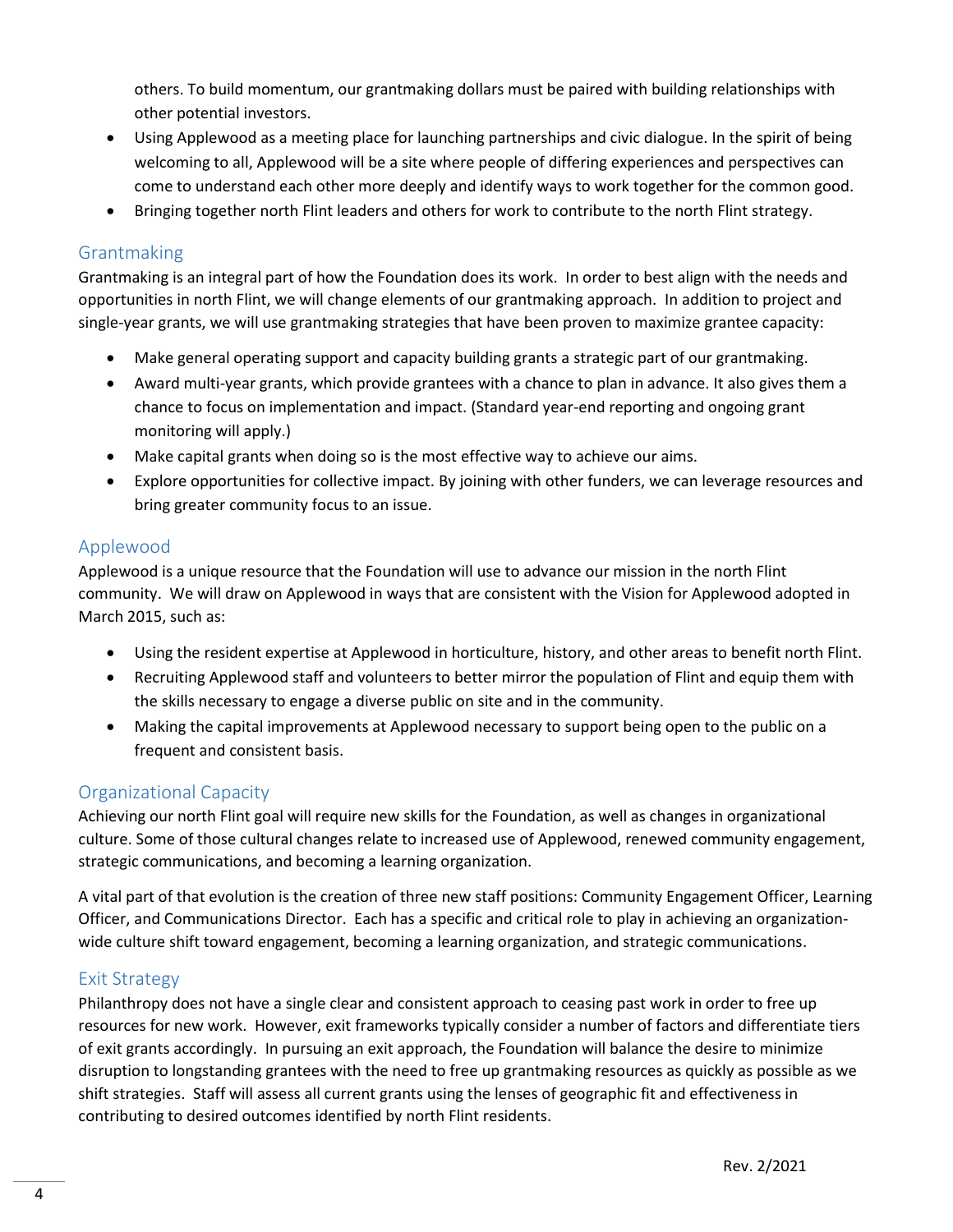others. To build momentum, our grantmaking dollars must be paired with building relationships with other potential investors.

- Using Applewood as a meeting place for launching partnerships and civic dialogue. In the spirit of being welcoming to all, Applewood will be a site where people of differing experiences and perspectives can come to understand each other more deeply and identify ways to work together for the common good.
- Bringing together north Flint leaders and others for work to contribute to the north Flint strategy.

## Grantmaking

Grantmaking is an integral part of how the Foundation does its work. In order to best align with the needs and opportunities in north Flint, we will change elements of our grantmaking approach. In addition to project and single-year grants, we will use grantmaking strategies that have been proven to maximize grantee capacity:

- Make general operating support and capacity building grants a strategic part of our grantmaking.
- Award multi-year grants, which provide grantees with a chance to plan in advance. It also gives them a chance to focus on implementation and impact. (Standard year-end reporting and ongoing grant monitoring will apply.)
- Make capital grants when doing so is the most effective way to achieve our aims.
- Explore opportunities for collective impact. By joining with other funders, we can leverage resources and bring greater community focus to an issue.

## Applewood

Applewood is a unique resource that the Foundation will use to advance our mission in the north Flint community. We will draw on Applewood in ways that are consistent with the Vision for Applewood adopted in March 2015, such as:

- Using the resident expertise at Applewood in horticulture, history, and other areas to benefit north Flint.
- Recruiting Applewood staff and volunteers to better mirror the population of Flint and equip them with the skills necessary to engage a diverse public on site and in the community.
- Making the capital improvements at Applewood necessary to support being open to the public on a frequent and consistent basis.

## Organizational Capacity

Achieving our north Flint goal will require new skills for the Foundation, as well as changes in organizational culture. Some of those cultural changes relate to increased use of Applewood, renewed community engagement, strategic communications, and becoming a learning organization.

A vital part of that evolution is the creation of three new staff positions: Community Engagement Officer, Learning Officer, and Communications Director. Each has a specific and critical role to play in achieving an organization-wide culture shift toward engagement, becoming a learning organization, and strategic communications.

## Exit Strategy

Philanthropy does not have a single clear and consistent approach to ceasing past work in order to free up resources for new work. However, exit frameworks typically consider a number of factors and differentiate tiers of exit grants accordingly. In pursuing an exit approach, the Foundation will balance the desire to minimize disruption to longstanding grantees with the need to free up grantmaking resources as quickly as possible as we shift strategies. Staff will assess all current grants using the lenses of geographic fit and effectiveness in contributing to desired outcomes identified by north Flint residents.

Rev. 2/2021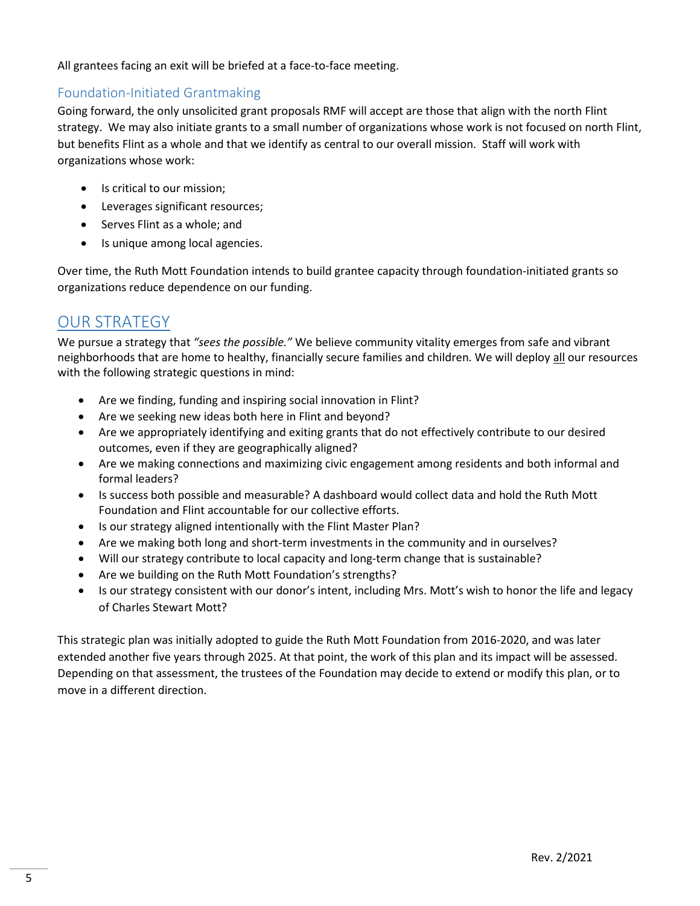All grantees facing an exit will be briefed at a face-to-face meeting.

### Foundation-Initiated Grantmaking

Going forward, the only unsolicited grant proposals RMF will accept are those that align with the north Flint strategy. We may also initiate grants to a small number of organizations whose work is not focused on north Flint, but benefits Flint as a whole and that we identify as central to our overall mission. Staff will work with organizations whose work:

- Is critical to our mission;
- Leverages significant resources;
- Serves Flint as a whole; and
- Is unique among local agencies.

Over time, the Ruth Mott Foundation intends to build grantee capacity through foundation-initiated grants so organizations reduce dependence on our funding.

## OUR STRATEGY

We pursue a strategy that *"sees the possible."* We believe community vitality emerges from safe and vibrant neighborhoods that are home to healthy, financially secure families and children. We will deploy all our resources with the following strategic questions in mind:

- Are we finding, funding and inspiring social innovation in Flint?
- Are we seeking new ideas both here in Flint and beyond?
- Are we appropriately identifying and exiting grants that do not effectively contribute to our desired outcomes, even if they are geographically aligned?
- Are we making connections and maximizing civic engagement among residents and both informal and formal leaders?
- Is success both possible and measurable? A dashboard would collect data and hold the Ruth Mott Foundation and Flint accountable for our collective efforts.
- Is our strategy aligned intentionally with the Flint Master Plan?
- Are we making both long and short-term investments in the community and in ourselves?
- Will our strategy contribute to local capacity and long-term change that is sustainable?
- Are we building on the Ruth Mott Foundation's strengths?
- Is our strategy consistent with our donor's intent, including Mrs. Mott's wish to honor the life and legacy of Charles Stewart Mott?

This strategic plan was initially adopted to guide the Ruth Mott Foundation from 2016-2020, and was later extended another five years through 2025. At that point, the work of this plan and its impact will be assessed. Depending on that assessment, the trustees of the Foundation may decide to extend or modify this plan, or to move in a different direction.